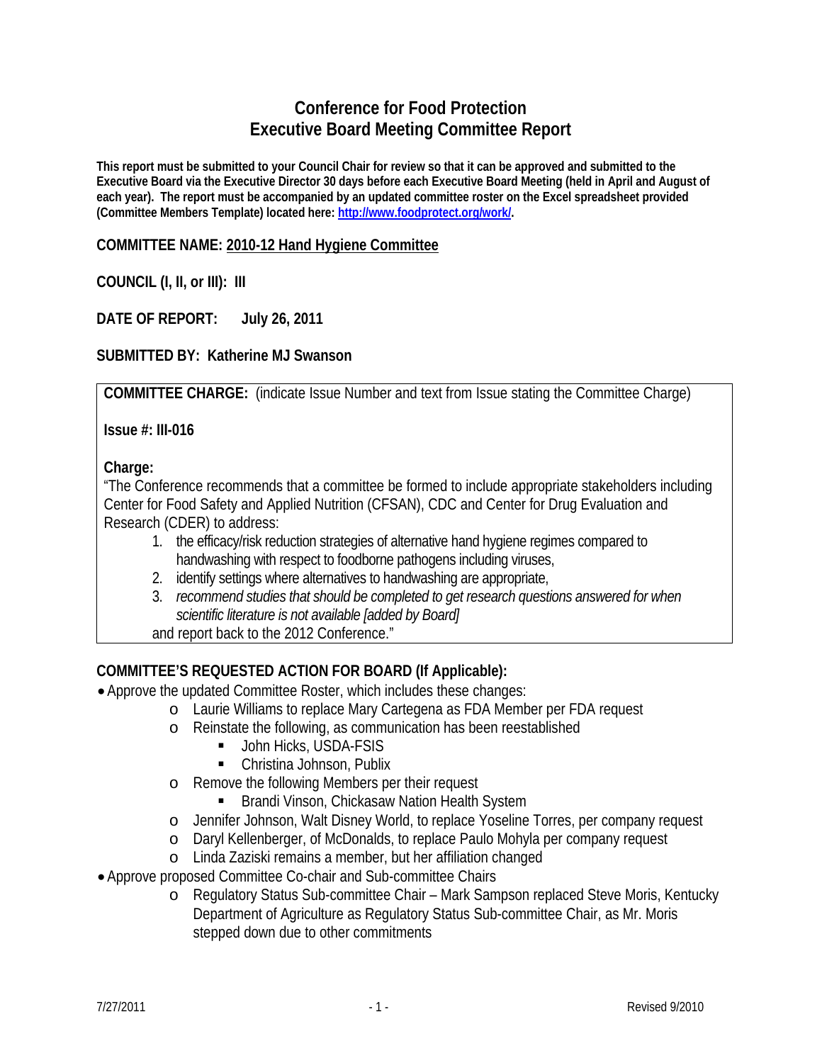# Conference for Food Protection
# Executive Board Meeting Committee Report

**This report must be submitted to your Council Chair for review so that it can be approved and submitted to the Executive Board via the Executive Director 30 days before each Executive Board Meeting (held in April and August of each year). The report must be accompanied by an updated committee roster on the Excel spreadsheet provided (Committee Members Template) located here: http://www.foodprotect.org/work/.**

**COMMITTEE NAME:** **2010-12 Hand Hygiene Committee**

**COUNCIL (I, II, or III): III**

**DATE OF REPORT: July 26, 2011**

**SUBMITTED BY: Katherine MJ Swanson**

**COMMITTEE CHARGE:** (indicate Issue Number and text from Issue stating the Committee Charge)

**Issue #: III-016**

**Charge:**

"The Conference recommends that a committee be formed to include appropriate stakeholders including Center for Food Safety and Applied Nutrition (CFSAN), CDC and Center for Drug Evaluation and Research (CDER) to address:

1. the efficacy/risk reduction strategies of alternative hand hygiene regimes compared to handwashing with respect to foodborne pathogens including viruses,
2. identify settings where alternatives to handwashing are appropriate,
3. *recommend studies that should be completed to get research questions answered for when scientific literature is not available [added by Board]*

and report back to the 2012 Conference."

**COMMITTEE'S REQUESTED ACTION FOR BOARD (If Applicable):**

- Approve the updated Committee Roster, which includes these changes:
  - Laurie Williams to replace Mary Cartegena as FDA Member per FDA request
  - Reinstate the following, as communication has been reestablished
    - John Hicks, USDA-FSIS
    - Christina Johnson, Publix
  - Remove the following Members per their request
    - Brandi Vinson, Chickasaw Nation Health System
  - Jennifer Johnson, Walt Disney World, to replace Yoseline Torres, per company request
  - Daryl Kellenberger, of McDonalds, to replace Paulo Mohyla per company request
  - Linda Zaziski remains a member, but her affiliation changed
- Approve proposed Committee Co-chair and Sub-committee Chairs
  - Regulatory Status Sub-committee Chair – Mark Sampson replaced Steve Moris, Kentucky Department of Agriculture as Regulatory Status Sub-committee Chair, as Mr. Moris stepped down due to other commitments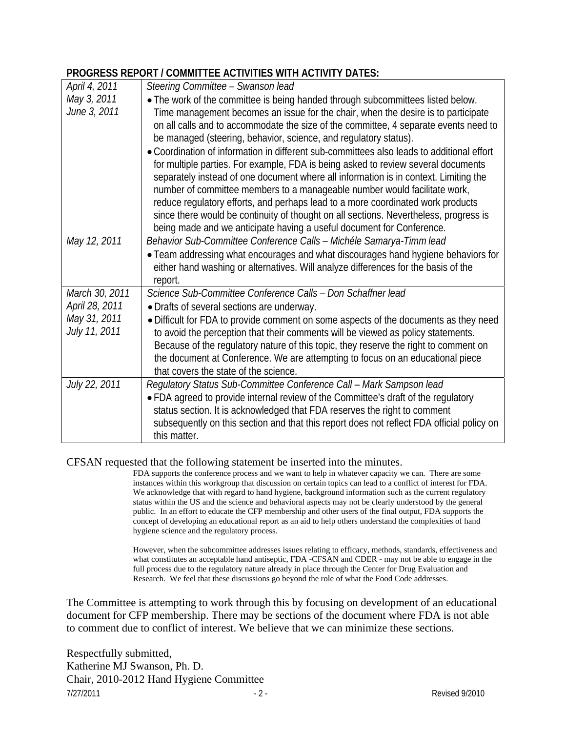**PROGRESS REPORT / COMMITTEE ACTIVITIES WITH ACTIVITY DATES:**

| | |
|---|---|
| *April 4, 2011*<br>*May 3, 2011*<br>*June 3, 2011* | *Steering Committee – Swanson lead*<br>• The work of the committee is being handed through subcommittees listed below. Time management becomes an issue for the chair, when the desire is to participate on all calls and to accommodate the size of the committee, 4 separate events need to be managed (steering, behavior, science, and regulatory status).<br>• Coordination of information in different sub-committees also leads to additional effort for multiple parties. For example, FDA is being asked to review several documents separately instead of one document where all information is in context. Limiting the number of committee members to a manageable number would facilitate work, reduce regulatory efforts, and perhaps lead to a more coordinated work products since there would be continuity of thought on all sections. Nevertheless, progress is being made and we anticipate having a useful document for Conference. |
| *May 12, 2011* | *Behavior Sub-Committee Conference Calls – Michéle Samarya-Timm lead*<br>• Team addressing what encourages and what discourages hand hygiene behaviors for either hand washing or alternatives. Will analyze differences for the basis of the report. |
| *March 30, 2011*<br>*April 28, 2011*<br>*May 31, 2011*<br>*July 11, 2011* | *Science Sub-Committee Conference Calls – Don Schaffner lead*<br>• Drafts of several sections are underway.<br>• Difficult for FDA to provide comment on some aspects of the documents as they need to avoid the perception that their comments will be viewed as policy statements. Because of the regulatory nature of this topic, they reserve the right to comment on the document at Conference. We are attempting to focus on an educational piece that covers the state of the science. |
| *July 22, 2011* | *Regulatory Status Sub-Committee Conference Call – Mark Sampson lead*<br>• FDA agreed to provide internal review of the Committee's draft of the regulatory status section. It is acknowledged that FDA reserves the right to comment subsequently on this section and that this report does not reflect FDA official policy on this matter. |

CFSAN requested that the following statement be inserted into the minutes.

> FDA supports the conference process and we want to help in whatever capacity we can. There are some instances within this workgroup that discussion on certain topics can lead to a conflict of interest for FDA. We acknowledge that with regard to hand hygiene, background information such as the current regulatory status within the US and the science and behavioral aspects may not be clearly understood by the general public. In an effort to educate the CFP membership and other users of the final output, FDA supports the concept of developing an educational report as an aid to help others understand the complexities of hand hygiene science and the regulatory process.
>
> However, when the subcommittee addresses issues relating to efficacy, methods, standards, effectiveness and what constitutes an acceptable hand antiseptic, FDA -CFSAN and CDER - may not be able to engage in the full process due to the regulatory nature already in place through the Center for Drug Evaluation and Research. We feel that these discussions go beyond the role of what the Food Code addresses.

The Committee is attempting to work through this by focusing on development of an educational document for CFP membership. There may be sections of the document where FDA is not able to comment due to conflict of interest. We believe that we can minimize these sections.

Respectfully submitted,
Katherine MJ Swanson, Ph. D.
Chair, 2010-2012 Hand Hygiene Committee